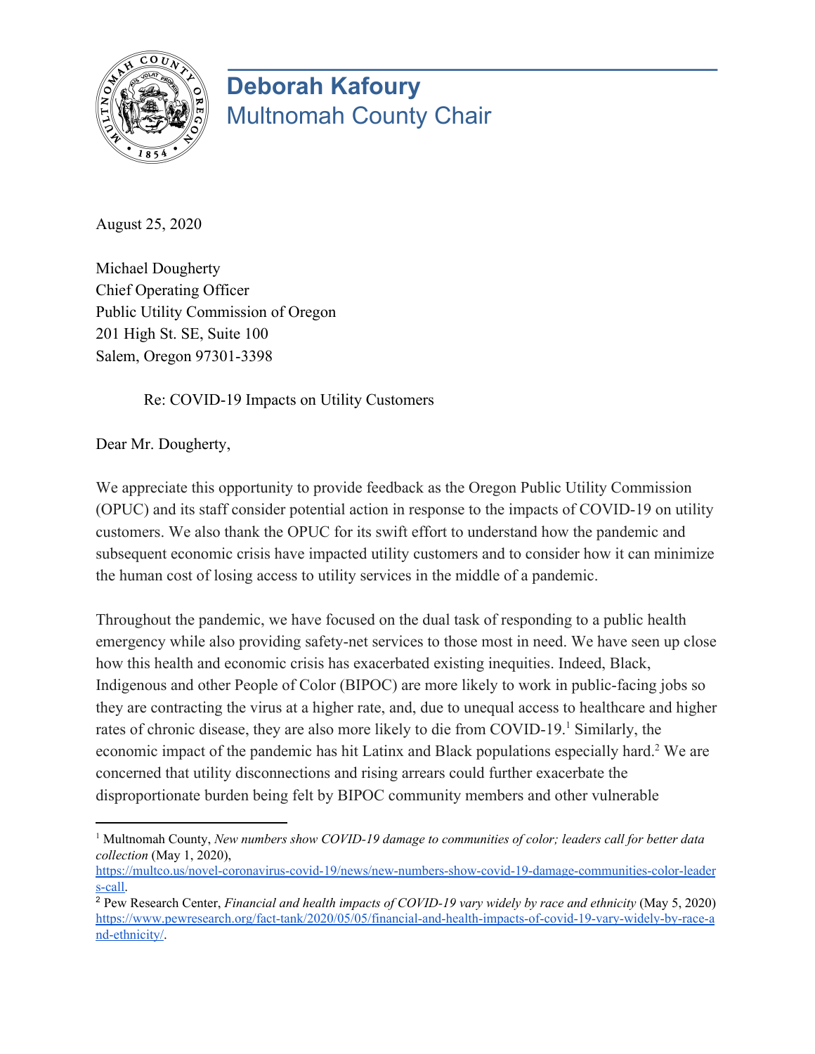# Deborah Kafoury
## Multnomah County Chair

August 25, 2020

Michael Dougherty
Chief Operating Officer
Public Utility Commission of Oregon
201 High St. SE, Suite 100
Salem, Oregon 97301-3398

Re: COVID-19 Impacts on Utility Customers

Dear Mr. Dougherty,

We appreciate this opportunity to provide feedback as the Oregon Public Utility Commission (OPUC) and its staff consider potential action in response to the impacts of COVID-19 on utility customers. We also thank the OPUC for its swift effort to understand how the pandemic and subsequent economic crisis have impacted utility customers and to consider how it can minimize the human cost of losing access to utility services in the middle of a pandemic.

Throughout the pandemic, we have focused on the dual task of responding to a public health emergency while also providing safety-net services to those most in need. We have seen up close how this health and economic crisis has exacerbated existing inequities. Indeed, Black, Indigenous and other People of Color (BIPOC) are more likely to work in public-facing jobs so they are contracting the virus at a higher rate, and, due to unequal access to healthcare and higher rates of chronic disease, they are also more likely to die from COVID-19.[1] Similarly, the economic impact of the pandemic has hit Latinx and Black populations especially hard.[2] We are concerned that utility disconnections and rising arrears could further exacerbate the disproportionate burden being felt by BIPOC community members and other vulnerable

---

[1] Multnomah County, *New numbers show COVID-19 damage to communities of color; leaders call for better data collection* (May 1, 2020), https://multco.us/novel-coronavirus-covid-19/news/new-numbers-show-covid-19-damage-communities-color-leaders-call.

[2] Pew Research Center, *Financial and health impacts of COVID-19 vary widely by race and ethnicity* (May 5, 2020) https://www.pewresearch.org/fact-tank/2020/05/05/financial-and-health-impacts-of-covid-19-vary-widely-by-race-and-ethnicity/.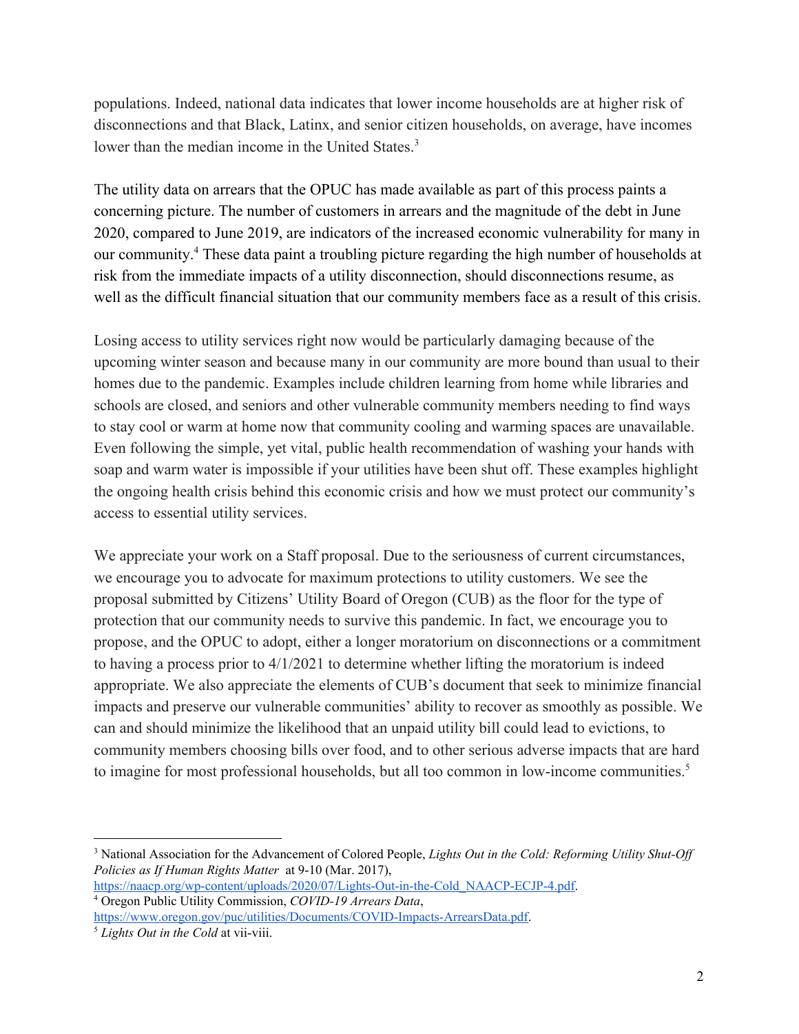populations. Indeed, national data indicates that lower income households are at higher risk of disconnections and that Black, Latinx, and senior citizen households, on average, have incomes lower than the median income in the United States.[3]

The utility data on arrears that the OPUC has made available as part of this process paints a concerning picture. The number of customers in arrears and the magnitude of the debt in June 2020, compared to June 2019, are indicators of the increased economic vulnerability for many in our community.[4] These data paint a troubling picture regarding the high number of households at risk from the immediate impacts of a utility disconnection, should disconnections resume, as well as the difficult financial situation that our community members face as a result of this crisis.

Losing access to utility services right now would be particularly damaging because of the upcoming winter season and because many in our community are more bound than usual to their homes due to the pandemic. Examples include children learning from home while libraries and schools are closed, and seniors and other vulnerable community members needing to find ways to stay cool or warm at home now that community cooling and warming spaces are unavailable. Even following the simple, yet vital, public health recommendation of washing your hands with soap and warm water is impossible if your utilities have been shut off. These examples highlight the ongoing health crisis behind this economic crisis and how we must protect our community's access to essential utility services.

We appreciate your work on a Staff proposal. Due to the seriousness of current circumstances, we encourage you to advocate for maximum protections to utility customers. We see the proposal submitted by Citizens' Utility Board of Oregon (CUB) as the floor for the type of protection that our community needs to survive this pandemic. In fact, we encourage you to propose, and the OPUC to adopt, either a longer moratorium on disconnections or a commitment to having a process prior to 4/1/2021 to determine whether lifting the moratorium is indeed appropriate. We also appreciate the elements of CUB's document that seek to minimize financial impacts and preserve our vulnerable communities' ability to recover as smoothly as possible. We can and should minimize the likelihood that an unpaid utility bill could lead to evictions, to community members choosing bills over food, and to other serious adverse impacts that are hard to imagine for most professional households, but all too common in low-income communities.[5]

---

[3] National Association for the Advancement of Colored People, *Lights Out in the Cold: Reforming Utility Shut-Off Policies as If Human Rights Matter* at 9-10 (Mar. 2017), https://naacp.org/wp-content/uploads/2020/07/Lights-Out-in-the-Cold_NAACP-ECJP-4.pdf.

[4] Oregon Public Utility Commission, *COVID-19 Arrears Data*, https://www.oregon.gov/puc/utilities/Documents/COVID-Impacts-ArrearsData.pdf.

[5] *Lights Out in the Cold* at vii-viii.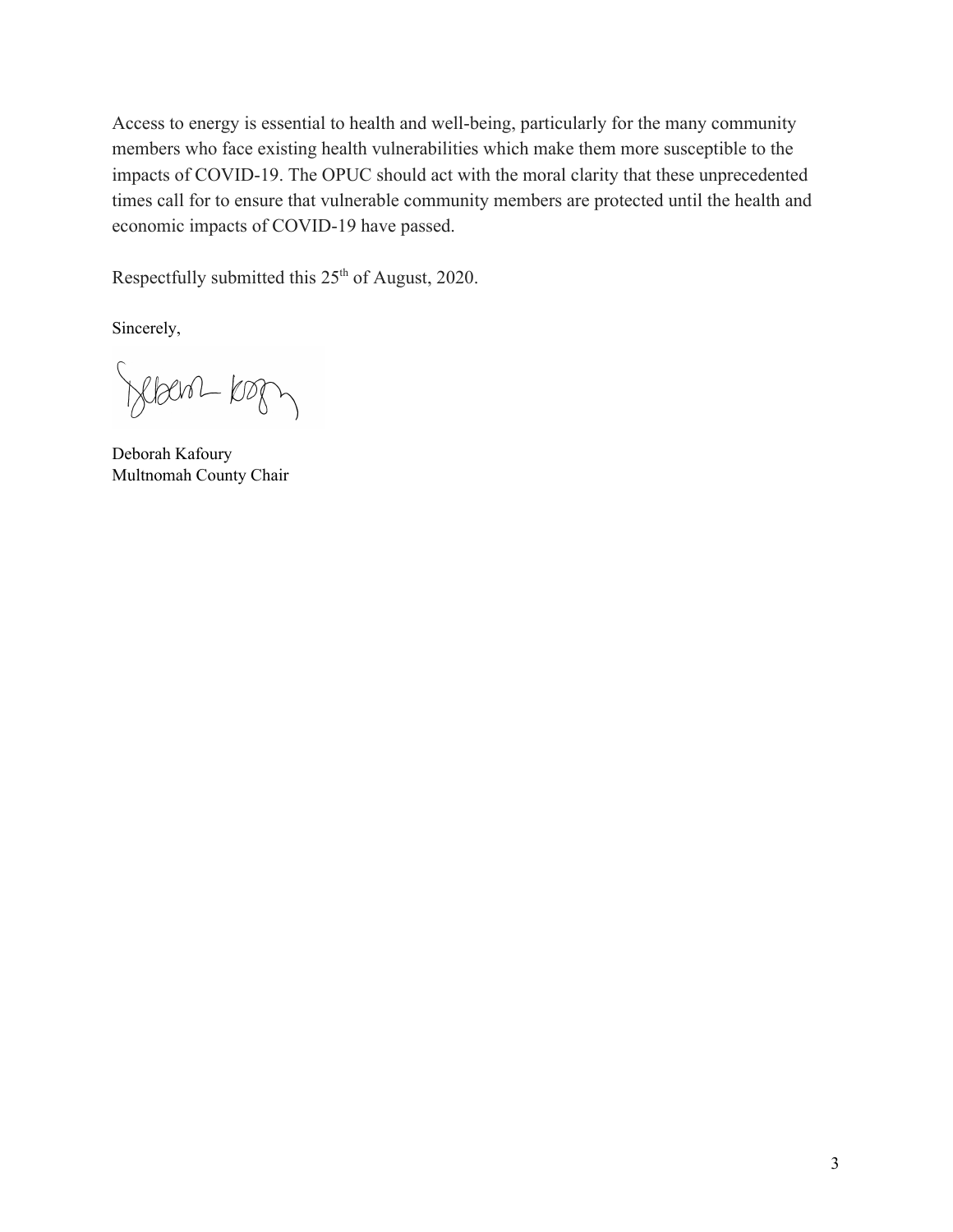Access to energy is essential to health and well-being, particularly for the many community members who face existing health vulnerabilities which make them more susceptible to the impacts of COVID-19. The OPUC should act with the moral clarity that these unprecedented times call for to ensure that vulnerable community members are protected until the health and economic impacts of COVID-19 have passed.

Respectfully submitted this 25th of August, 2020.

Sincerely,

Deborah Kafoury
Multnomah County Chair